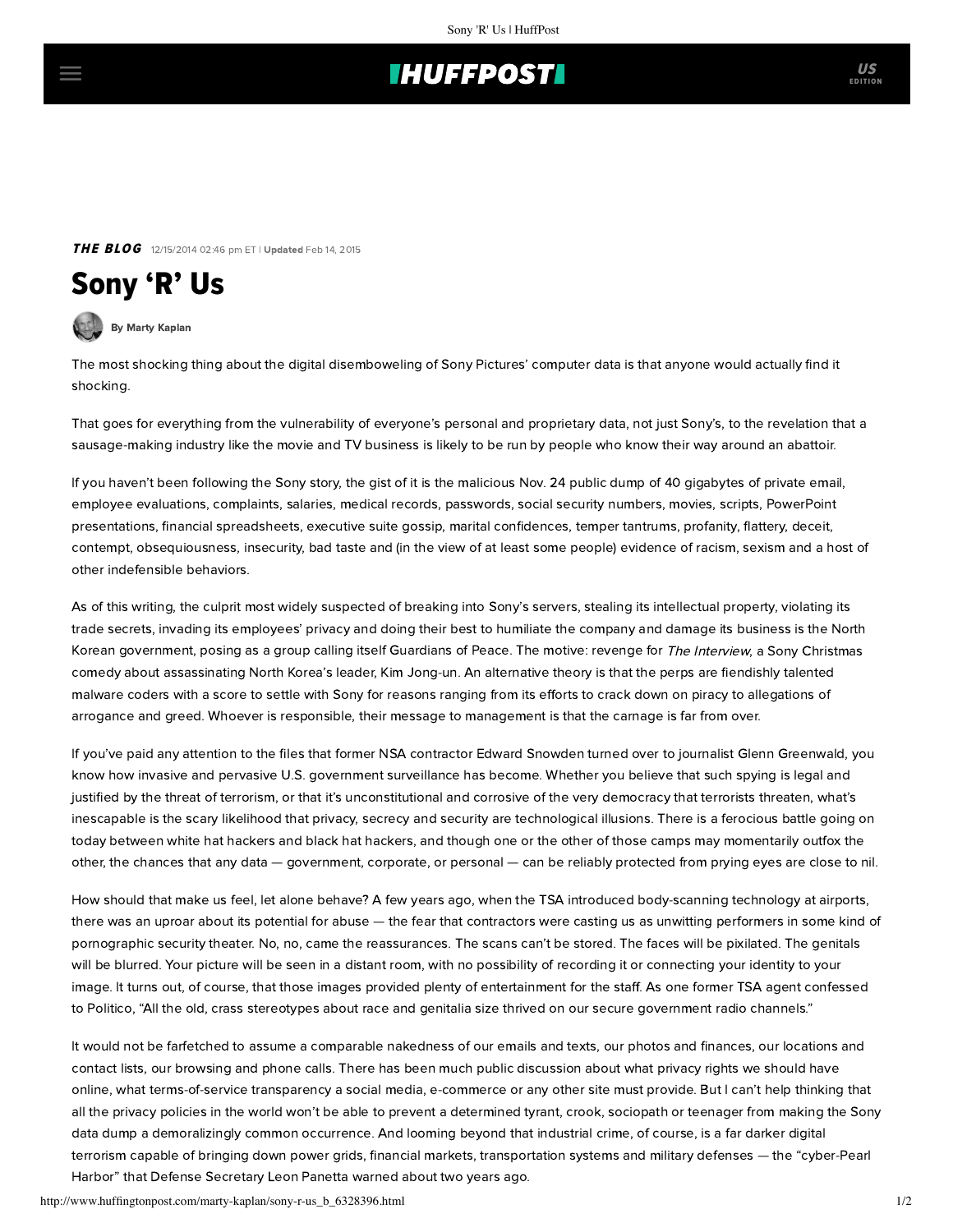**THE BLOG** 12/15/2014 02:46 pm ET | **Updated** Feb 14, 2015

# Sony 'R' Us

By Marty Kaplan

The most shocking thing about the digital disemboweling of Sony Pictures' computer data is that anyone would actually find it shocking.

That goes for everything from the vulnerability of everyone's personal and proprietary data, not just Sony's, to the revelation that a sausage-making industry like the movie and TV business is likely to be run by people who know their way around an abattoir.

If you haven't been following the Sony story, the gist of it is the malicious Nov. 24 public dump of 40 gigabytes of private email, employee evaluations, complaints, salaries, medical records, passwords, social security numbers, movies, scripts, PowerPoint presentations, financial spreadsheets, executive suite gossip, marital confidences, temper tantrums, profanity, flattery, deceit, contempt, obsequiousness, insecurity, bad taste and (in the view of at least some people) evidence of racism, sexism and a host of other indefensible behaviors.

As of this writing, the culprit most widely suspected of breaking into Sony's servers, stealing its intellectual property, violating its trade secrets, invading its employees' privacy and doing their best to humiliate the company and damage its business is the North Korean government, posing as a group calling itself Guardians of Peace. The motive: revenge for *The Interview*, a Sony Christmas comedy about assassinating North Korea's leader, Kim Jong-un. An alternative theory is that the perps are fiendishly talented malware coders with a score to settle with Sony for reasons ranging from its efforts to crack down on piracy to allegations of arrogance and greed. Whoever is responsible, their message to management is that the carnage is far from over.

If you've paid any attention to the files that former NSA contractor Edward Snowden turned over to journalist Glenn Greenwald, you know how invasive and pervasive U.S. government surveillance has become. Whether you believe that such spying is legal and justified by the threat of terrorism, or that it's unconstitutional and corrosive of the very democracy that terrorists threaten, what's inescapable is the scary likelihood that privacy, secrecy and security are technological illusions. There is a ferocious battle going on today between white hat hackers and black hat hackers, and though one or the other of those camps may momentarily outfox the other, the chances that any data — government, corporate, or personal — can be reliably protected from prying eyes are close to nil.

How should that make us feel, let alone behave? A few years ago, when the TSA introduced body-scanning technology at airports, there was an uproar about its potential for abuse — the fear that contractors were casting us as unwitting performers in some kind of pornographic security theater. No, no, came the reassurances. The scans can't be stored. The faces will be pixilated. The genitals will be blurred. Your picture will be seen in a distant room, with no possibility of recording it or connecting your identity to your image. It turns out, of course, that those images provided plenty of entertainment for the staff. As one former TSA agent confessed to Politico, "All the old, crass stereotypes about race and genitalia size thrived on our secure government radio channels."

It would not be farfetched to assume a comparable nakedness of our emails and texts, our photos and finances, our locations and contact lists, our browsing and phone calls. There has been much public discussion about what privacy rights we should have online, what terms-of-service transparency a social media, e-commerce or any other site must provide. But I can't help thinking that all the privacy policies in the world won't be able to prevent a determined tyrant, crook, sociopath or teenager from making the Sony data dump a demoralizingly common occurrence. And looming beyond that industrial crime, of course, is a far darker digital terrorism capable of bringing down power grids, financial markets, transportation systems and military defenses — the "cyber-Pearl Harbor" that Defense Secretary Leon Panetta warned about two years ago.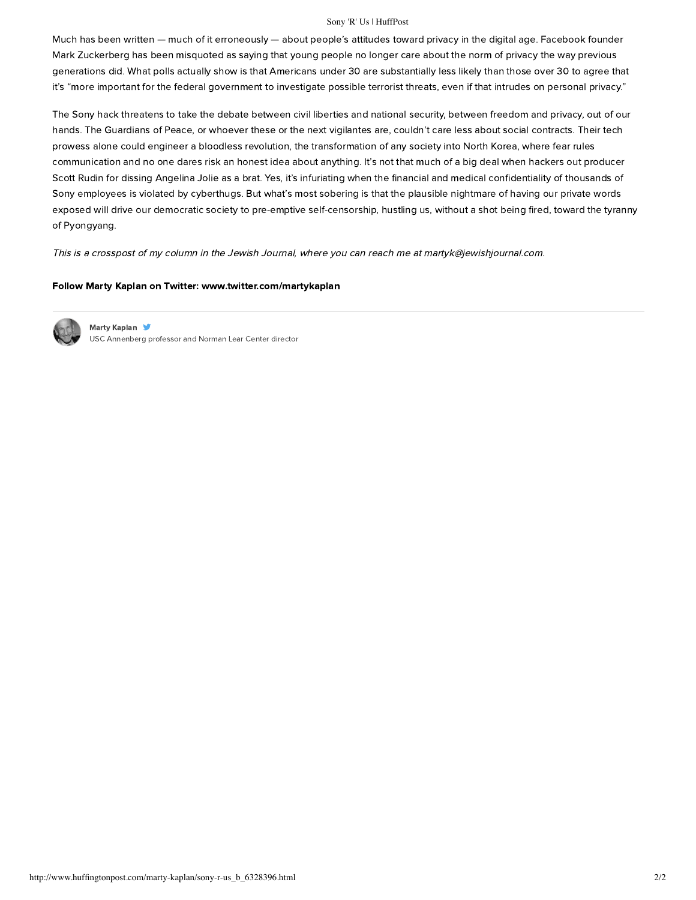Much has been written — much of it erroneously — about people's attitudes toward privacy in the digital age. Facebook founder Mark Zuckerberg has been misquoted as saying that young people no longer care about the norm of privacy the way previous generations did. What polls actually show is that Americans under 30 are substantially less likely than those over 30 to agree that it's "more important for the federal government to investigate possible terrorist threats, even if that intrudes on personal privacy."

The Sony hack threatens to take the debate between civil liberties and national security, between freedom and privacy, out of our hands. The Guardians of Peace, or whoever these or the next vigilantes are, couldn't care less about social contracts. Their tech prowess alone could engineer a bloodless revolution, the transformation of any society into North Korea, where fear rules communication and no one dares risk an honest idea about anything. It's not that much of a big deal when hackers out producer Scott Rudin for dissing Angelina Jolie as a brat. Yes, it's infuriating when the financial and medical confidentiality of thousands of Sony employees is violated by cyberthugs. But what's most sobering is that the plausible nightmare of having our private words exposed will drive our democratic society to pre-emptive self-censorship, hustling us, without a shot being fired, toward the tyranny of Pyongyang.

*This is a crosspost of my column in the Jewish Journal, where you can reach me at martyk@jewishjournal.com.*

**Follow Marty Kaplan on Twitter: www.twitter.com/martykaplan**

---

**Marty Kaplan**

USC Annenberg professor and Norman Lear Center director